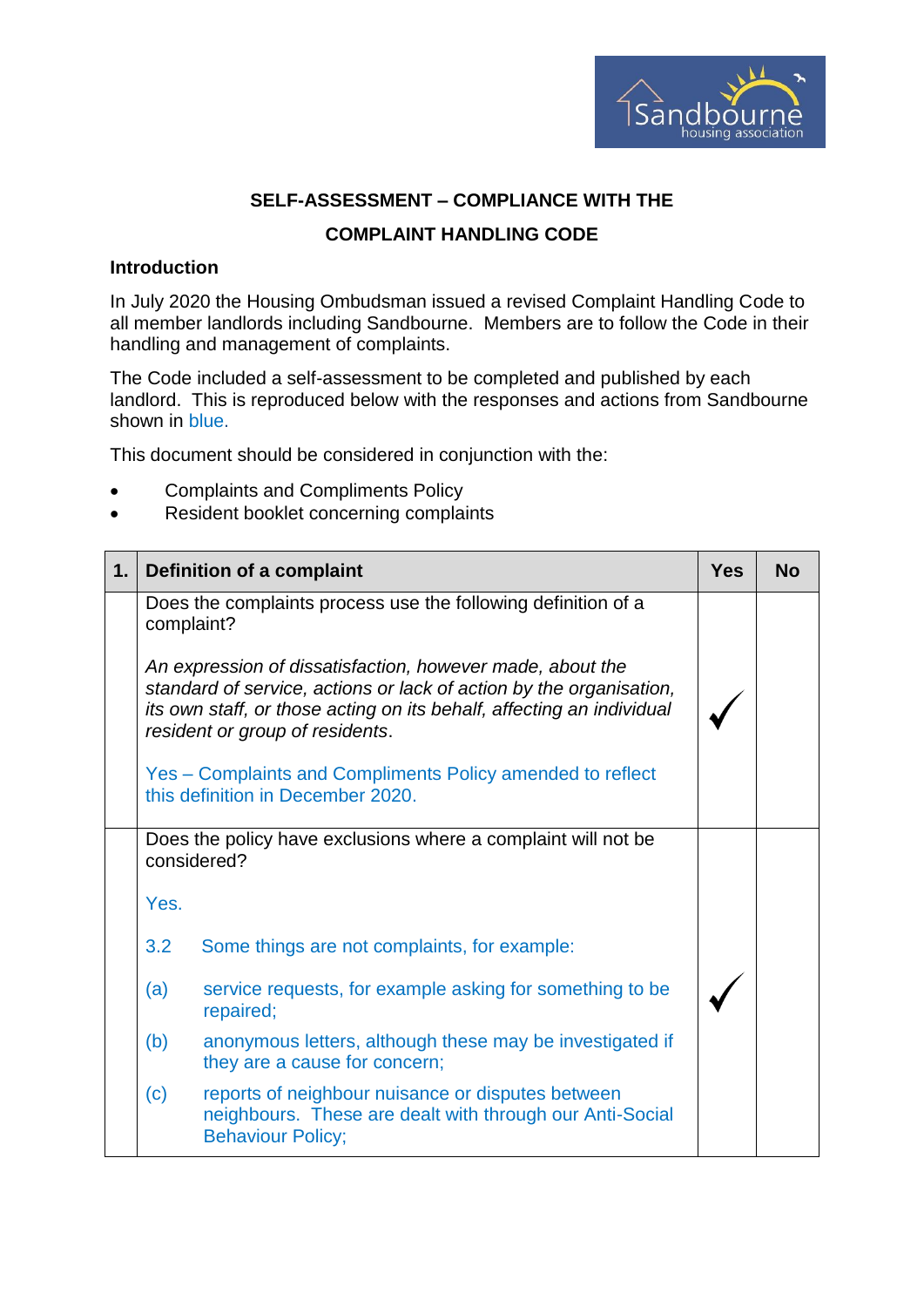## SELF-ASSESSMENT – COMPLIANCE WITH THE COMPLAINT HANDLING CODE

### Introduction

In July 2020 the Housing Ombudsman issued a revised Complaint Handling Code to all member landlords including Sandbourne. Members are to follow the Code in their handling and management of complaints.

The Code included a self-assessment to be completed and published by each landlord. This is reproduced below with the responses and actions from Sandbourne shown in blue.

This document should be considered in conjunction with the:

- Complaints and Compliments Policy
- Resident booklet concerning complaints

| 1. | Definition of a complaint | Yes | No |
|---|---|---|---|
| | Does the complaints process use the following definition of a complaint?<br><br>*An expression of dissatisfaction, however made, about the standard of service, actions or lack of action by the organisation, its own staff, or those acting on its behalf, affecting an individual resident or group of residents*.<br><br>Yes – Complaints and Compliments Policy amended to reflect this definition in December 2020. | ✓ | |
| | Does the policy have exclusions where a complaint will not be considered?<br><br>Yes.<br><br>3.2 Some things are not complaints, for example:<br><br>(a) service requests, for example asking for something to be repaired;<br><br>(b) anonymous letters, although these may be investigated if they are a cause for concern;<br><br>(c) reports of neighbour nuisance or disputes between neighbours. These are dealt with through our Anti-Social Behaviour Policy; | ✓ | |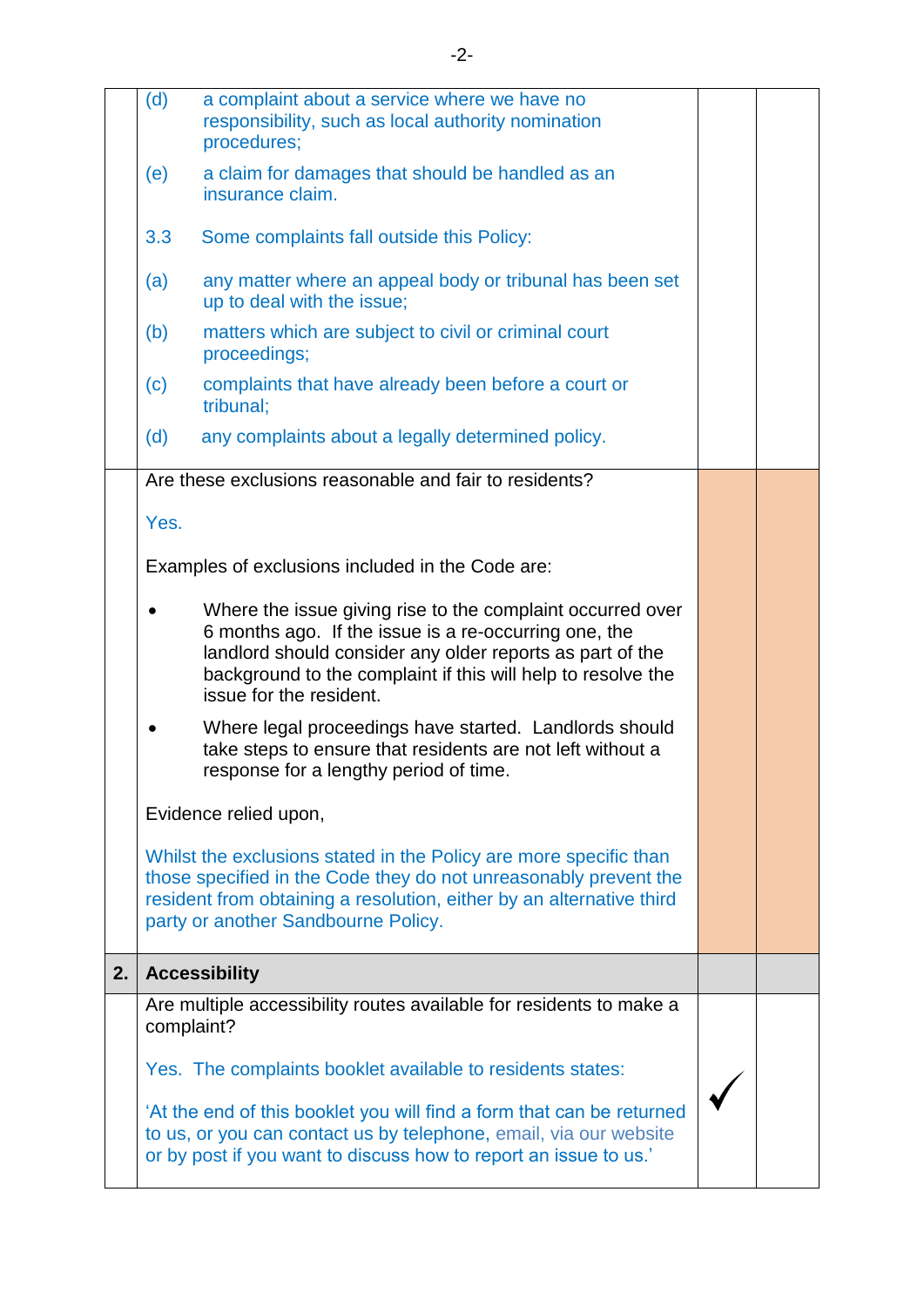| | | | |
|---|---|---|---|
| | (d) a complaint about a service where we have no responsibility, such as local authority nomination procedures;<br><br>(e) a claim for damages that should be handled as an insurance claim.<br><br>3.3 Some complaints fall outside this Policy:<br><br>(a) any matter where an appeal body or tribunal has been set up to deal with the issue;<br><br>(b) matters which are subject to civil or criminal court proceedings;<br><br>(c) complaints that have already been before a court or tribunal;<br><br>(d) any complaints about a legally determined policy. | | |
| | Are these exclusions reasonable and fair to residents?<br><br>Yes.<br><br>Examples of exclusions included in the Code are:<br><br>• Where the issue giving rise to the complaint occurred over 6 months ago. If the issue is a re-occurring one, the landlord should consider any older reports as part of the background to the complaint if this will help to resolve the issue for the resident.<br><br>• Where legal proceedings have started. Landlords should take steps to ensure that residents are not left without a response for a lengthy period of time.<br><br>Evidence relied upon,<br><br>Whilst the exclusions stated in the Policy are more specific than those specified in the Code they do not unreasonably prevent the resident from obtaining a resolution, either by an alternative third party or another Sandbourne Policy. | | |
| **2.** | **Accessibility** | | |
| | Are multiple accessibility routes available for residents to make a complaint?<br><br>Yes. The complaints booklet available to residents states:<br><br>'At the end of this booklet you will find a form that can be returned to us, or you can contact us by telephone, email, via our website or by post if you want to discuss how to report an issue to us.' | ✓ | |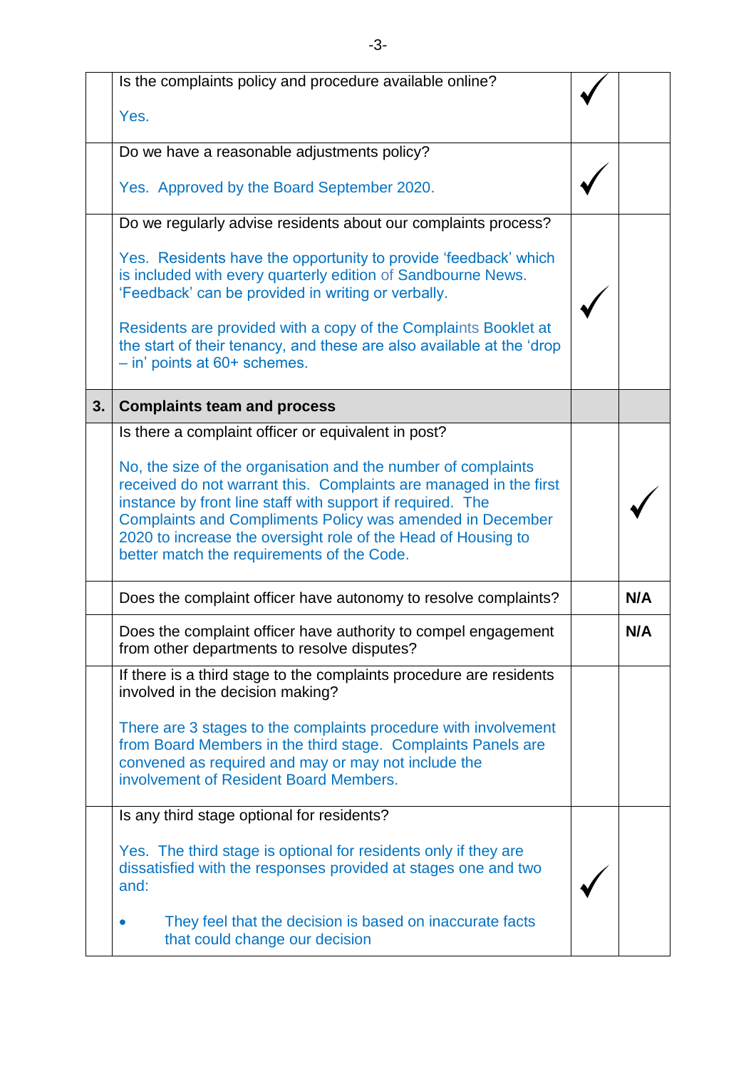| | | | |
|---|---|---|---|
| | Is the complaints policy and procedure available online?<br><br>Yes. | ✓ | |
| | Do we have a reasonable adjustments policy?<br><br>Yes. Approved by the Board September 2020. | ✓ | |
| | Do we regularly advise residents about our complaints process?<br><br>Yes. Residents have the opportunity to provide 'feedback' which is included with every quarterly edition of Sandbourne News. 'Feedback' can be provided in writing or verbally.<br><br>Residents are provided with a copy of the Complaints Booklet at the start of their tenancy, and these are also available at the 'drop – in' points at 60+ schemes. | ✓ | |
| **3.** | **Complaints team and process** | | |
| | Is there a complaint officer or equivalent in post?<br><br>No, the size of the organisation and the number of complaints received do not warrant this. Complaints are managed in the first instance by front line staff with support if required. The Complaints and Compliments Policy was amended in December 2020 to increase the oversight role of the Head of Housing to better match the requirements of the Code. | | ✓ |
| | Does the complaint officer have autonomy to resolve complaints? | | **N/A** |
| | Does the complaint officer have authority to compel engagement from other departments to resolve disputes? | | **N/A** |
| | If there is a third stage to the complaints procedure are residents involved in the decision making?<br><br>There are 3 stages to the complaints procedure with involvement from Board Members in the third stage. Complaints Panels are convened as required and may or may not include the involvement of Resident Board Members. | | |
| | Is any third stage optional for residents?<br><br>Yes. The third stage is optional for residents only if they are dissatisfied with the responses provided at stages one and two and:<br><br>• They feel that the decision is based on inaccurate facts that could change our decision | ✓ | |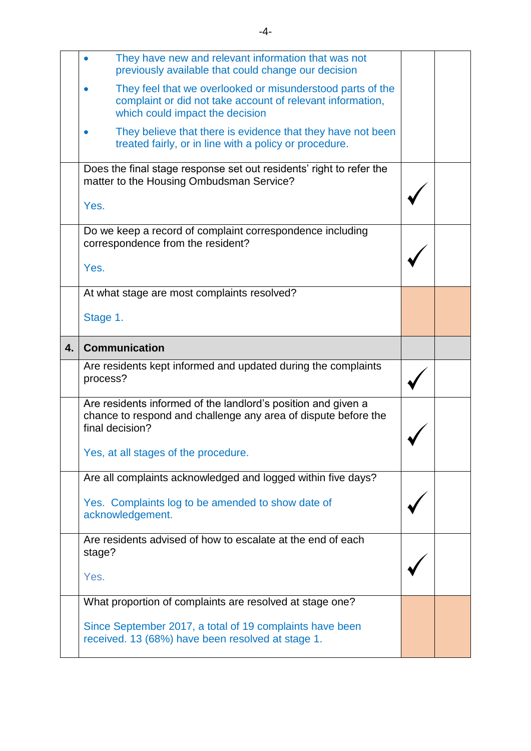| | | | |
|---|---|---|---|
| | • They have new and relevant information that was not previously available that could change our decision<br>• They feel that we overlooked or misunderstood parts of the complaint or did not take account of relevant information, which could impact the decision<br>• They believe that there is evidence that they have not been treated fairly, or in line with a policy or procedure. | | |
| | Does the final stage response set out residents' right to refer the matter to the Housing Ombudsman Service?<br><br>Yes. | ✓ | |
| | Do we keep a record of complaint correspondence including correspondence from the resident?<br><br>Yes. | ✓ | |
| | At what stage are most complaints resolved?<br><br>Stage 1. | | |
| **4.** | **Communication** | | |
| | Are residents kept informed and updated during the complaints process? | ✓ | |
| | Are residents informed of the landlord's position and given a chance to respond and challenge any area of dispute before the final decision?<br><br>Yes, at all stages of the procedure. | ✓ | |
| | Are all complaints acknowledged and logged within five days?<br><br>Yes. Complaints log to be amended to show date of acknowledgement. | ✓ | |
| | Are residents advised of how to escalate at the end of each stage?<br><br>Yes. | ✓ | |
| | What proportion of complaints are resolved at stage one?<br><br>Since September 2017, a total of 19 complaints have been received. 13 (68%) have been resolved at stage 1. | | |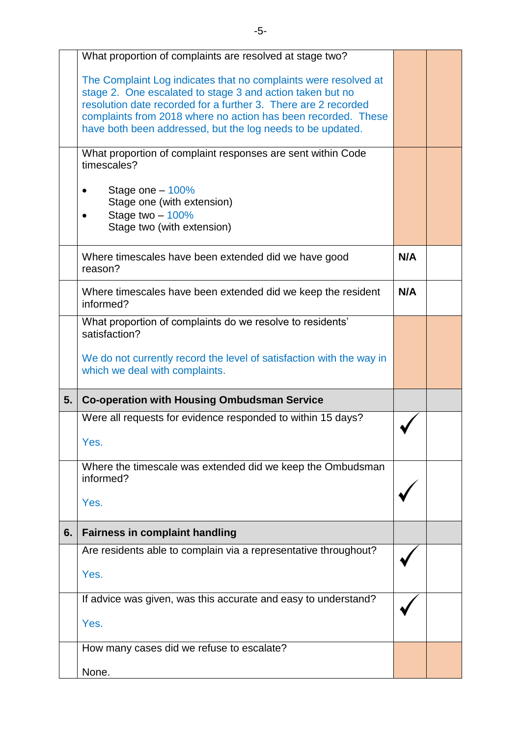| | | | |
|---|---|---|---|
| | What proportion of complaints are resolved at stage two?<br><br>The Complaint Log indicates that no complaints were resolved at stage 2. One escalated to stage 3 and action taken but no resolution date recorded for a further 3. There are 2 recorded complaints from 2018 where no action has been recorded. These have both been addressed, but the log needs to be updated. | | |
| | What proportion of complaint responses are sent within Code timescales?<br><br>• Stage one – 100%<br>Stage one (with extension)<br>• Stage two – 100%<br>Stage two (with extension) | | |
| | Where timescales have been extended did we have good reason? | **N/A** | |
| | Where timescales have been extended did we keep the resident informed? | **N/A** | |
| | What proportion of complaints do we resolve to residents' satisfaction?<br><br>We do not currently record the level of satisfaction with the way in which we deal with complaints. | | |
| **5.** | **Co-operation with Housing Ombudsman Service** | | |
| | Were all requests for evidence responded to within 15 days?<br><br>Yes. | ✓ | |
| | Where the timescale was extended did we keep the Ombudsman informed?<br><br>Yes. | ✓ | |
| **6.** | **Fairness in complaint handling** | | |
| | Are residents able to complain via a representative throughout?<br><br>Yes. | ✓ | |
| | If advice was given, was this accurate and easy to understand?<br><br>Yes. | ✓ | |
| | How many cases did we refuse to escalate?<br><br>None. | | |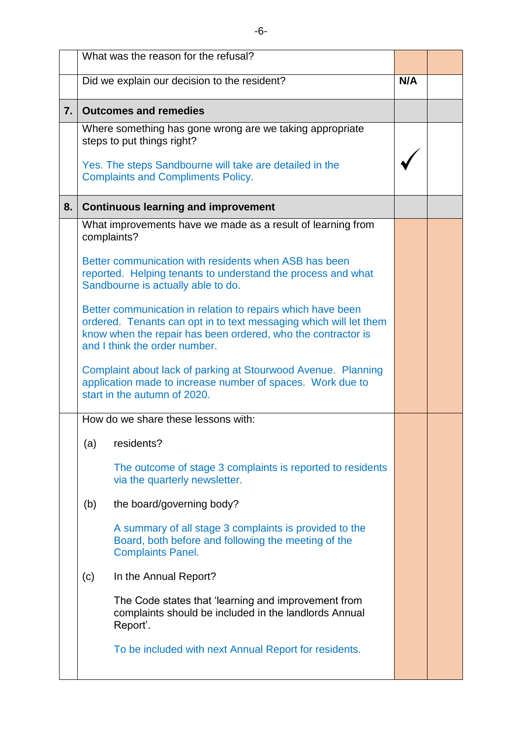| | | | |
|---|---|---|---|
| | What was the reason for the refusal? | | |
| | Did we explain our decision to the resident? | **N/A** | |
| **7.** | **Outcomes and remedies** | | |
| | Where something has gone wrong are we taking appropriate steps to put things right?<br><br>Yes. The steps Sandbourne will take are detailed in the Complaints and Compliments Policy. | ✓ | |
| **8.** | **Continuous learning and improvement** | | |
| | What improvements have we made as a result of learning from complaints?<br><br>Better communication with residents when ASB has been reported. Helping tenants to understand the process and what Sandbourne is actually able to do.<br><br>Better communication in relation to repairs which have been ordered. Tenants can opt in to text messaging which will let them know when the repair has been ordered, who the contractor is and I think the order number.<br><br>Complaint about lack of parking at Stourwood Avenue. Planning application made to increase number of spaces. Work due to start in the autumn of 2020. | | |
| | How do we share these lessons with:<br><br>(a) residents?<br><br>The outcome of stage 3 complaints is reported to residents via the quarterly newsletter.<br><br>(b) the board/governing body?<br><br>A summary of all stage 3 complaints is provided to the Board, both before and following the meeting of the Complaints Panel.<br><br>(c) In the Annual Report?<br><br>The Code states that 'learning and improvement from complaints should be included in the landlords Annual Report'.<br><br>To be included with next Annual Report for residents. | | |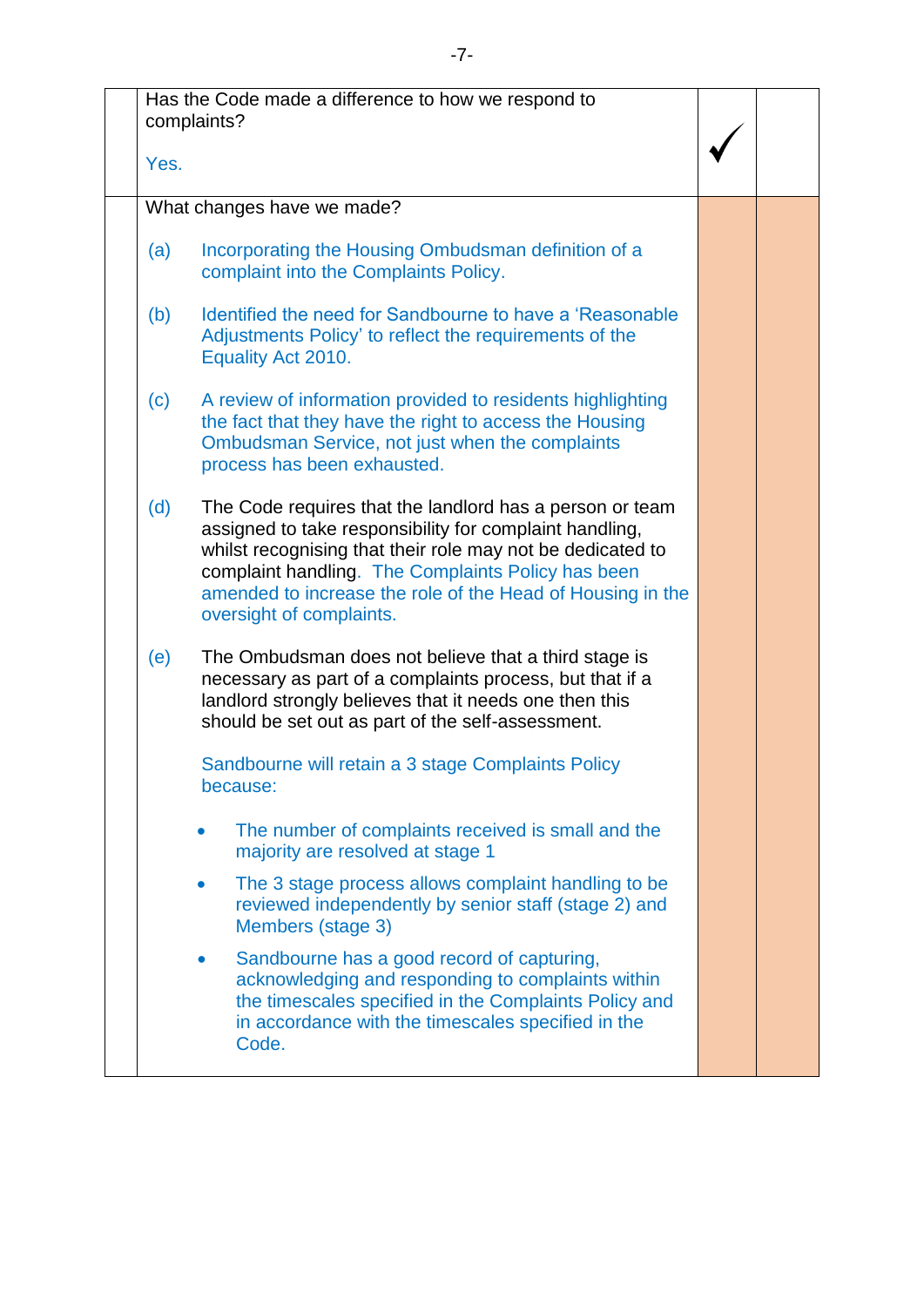| | | | |
|---|---|---|---|
| | Has the Code made a difference to how we respond to complaints?<br><br>Yes. | ✓ | |
| | What changes have we made?<br><br>(a) Incorporating the Housing Ombudsman definition of a complaint into the Complaints Policy.<br><br>(b) Identified the need for Sandbourne to have a ‘Reasonable Adjustments Policy’ to reflect the requirements of the Equality Act 2010.<br><br>(c) A review of information provided to residents highlighting the fact that they have the right to access the Housing Ombudsman Service, not just when the complaints process has been exhausted.<br><br>(d) The Code requires that the landlord has a person or team assigned to take responsibility for complaint handling, whilst recognising that their role may not be dedicated to complaint handling. The Complaints Policy has been amended to increase the role of the Head of Housing in the oversight of complaints.<br><br>(e) The Ombudsman does not believe that a third stage is necessary as part of a complaints process, but that if a landlord strongly believes that it needs one then this should be set out as part of the self-assessment.<br><br>Sandbourne will retain a 3 stage Complaints Policy because:<br><br>• The number of complaints received is small and the majority are resolved at stage 1<br>• The 3 stage process allows complaint handling to be reviewed independently by senior staff (stage 2) and Members (stage 3)<br>• Sandbourne has a good record of capturing, acknowledging and responding to complaints within the timescales specified in the Complaints Policy and in accordance with the timescales specified in the Code. | | |